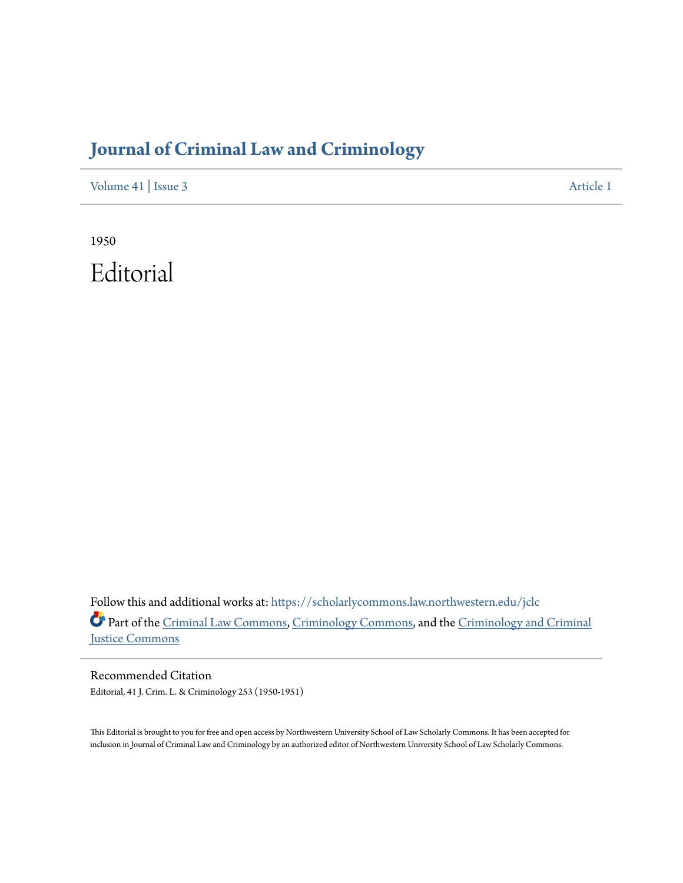# Journal of Criminal Law and Criminology

Volume 41 | Issue 3 Article 1

1950

# Editorial

Follow this and additional works at: https://scholarlycommons.law.northwestern.edu/jclc

Part of the Criminal Law Commons, Criminology Commons, and the Criminology and Criminal Justice Commons

## Recommended Citation

Editorial, 41 J. Crim. L. & Criminology 253 (1950-1951)

This Editorial is brought to you for free and open access by Northwestern University School of Law Scholarly Commons. It has been accepted for inclusion in Journal of Criminal Law and Criminology by an authorized editor of Northwestern University School of Law Scholarly Commons.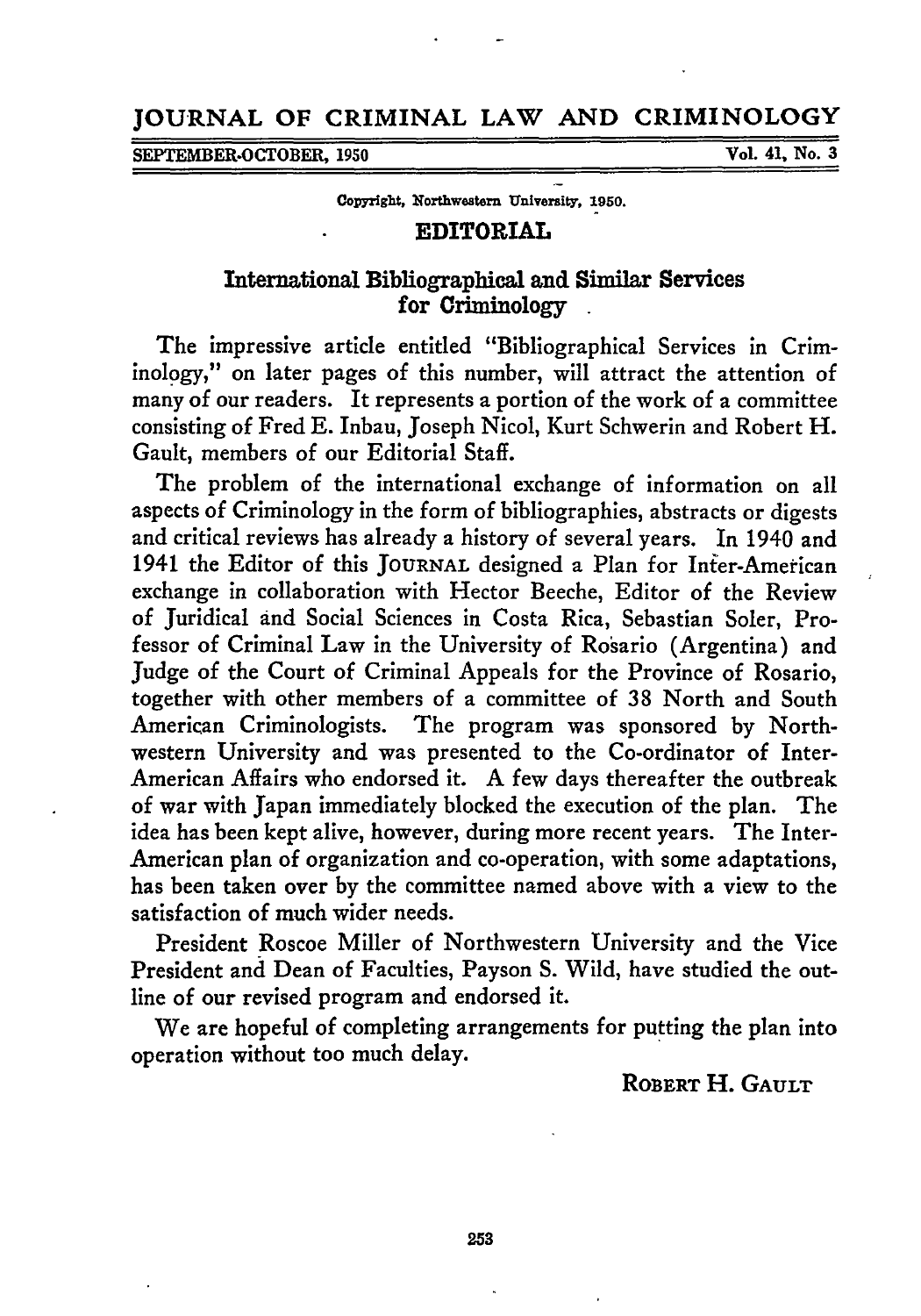Copyright, Northwestern University, 1950.

# EDITORIAL

## International Bibliographical and Similar Services for Criminology

The impressive article entitled "Bibliographical Services in Criminology," on later pages of this number, will attract the attention of many of our readers. It represents a portion of the work of a committee consisting of Fred E. Inbau, Joseph Nicol, Kurt Schwerin and Robert H. Gault, members of our Editorial Staff.

The problem of the international exchange of information on all aspects of Criminology in the form of bibliographies, abstracts or digests and critical reviews has already a history of several years. In 1940 and 1941 the Editor of this JOURNAL designed a Plan for Inter-American exchange in collaboration with Hector Beeche, Editor of the Review of Juridical and Social Sciences in Costa Rica, Sebastian Soler, Professor of Criminal Law in the University of Rosario (Argentina) and Judge of the Court of Criminal Appeals for the Province of Rosario, together with other members of a committee of 38 North and South American Criminologists. The program was sponsored by Northwestern University and was presented to the Co-ordinator of Inter-American Affairs who endorsed it. A few days thereafter the outbreak of war with Japan immediately blocked the execution of the plan. The idea has been kept alive, however, during more recent years. The Inter-American plan of organization and co-operation, with some adaptations, has been taken over by the committee named above with a view to the satisfaction of much wider needs.

President Roscoe Miller of Northwestern University and the Vice President and Dean of Faculties, Payson S. Wild, have studied the outline of our revised program and endorsed it.

We are hopeful of completing arrangements for putting the plan into operation without too much delay.

ROBERT H. GAULT